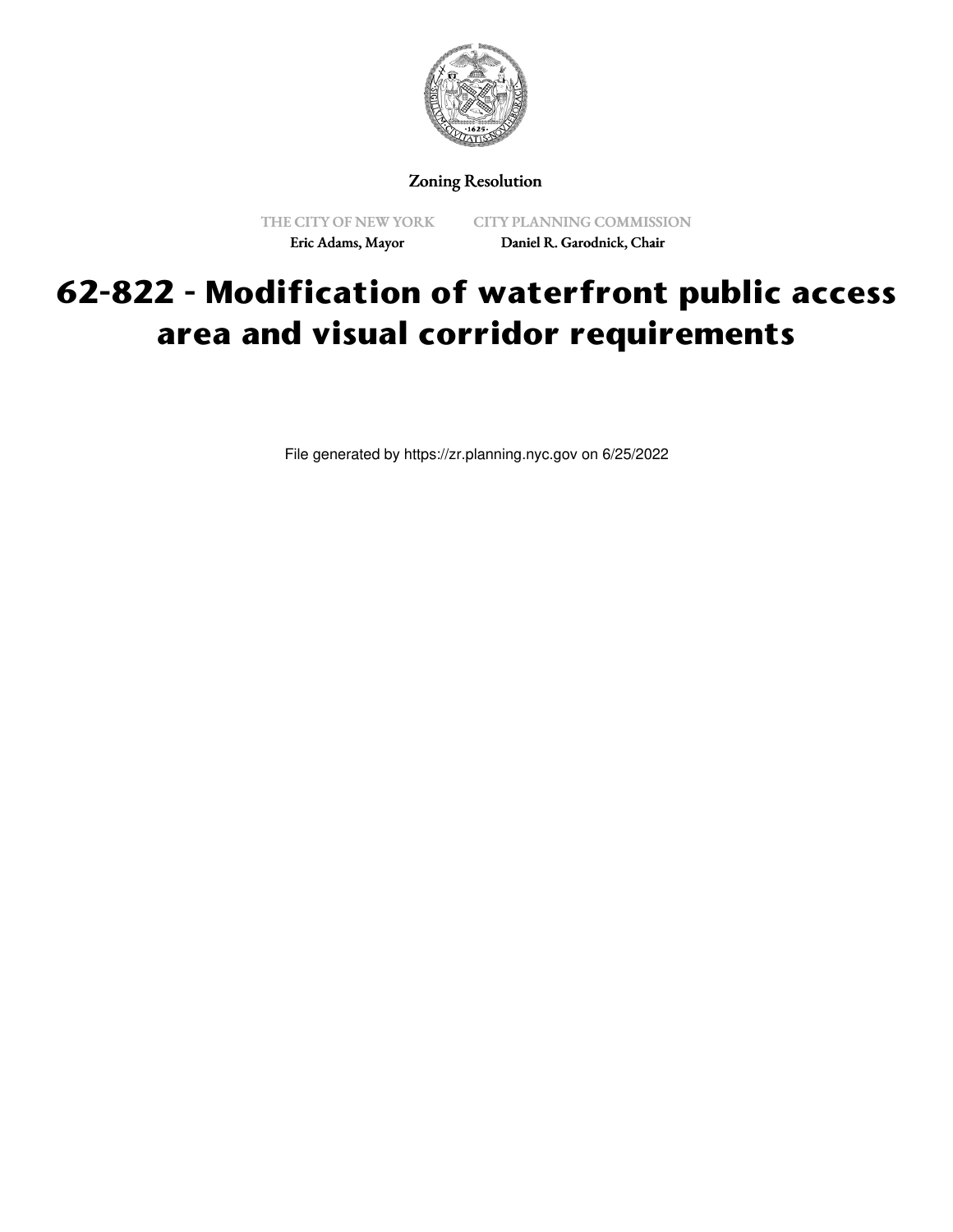Zoning Resolution

THE CITY OF NEW YORK
Eric Adams, Mayor

CITY PLANNING COMMISSION
Daniel R. Garodnick, Chair

# 62-822 - Modification of waterfront public access area and visual corridor requirements

File generated by https://zr.planning.nyc.gov on 6/25/2022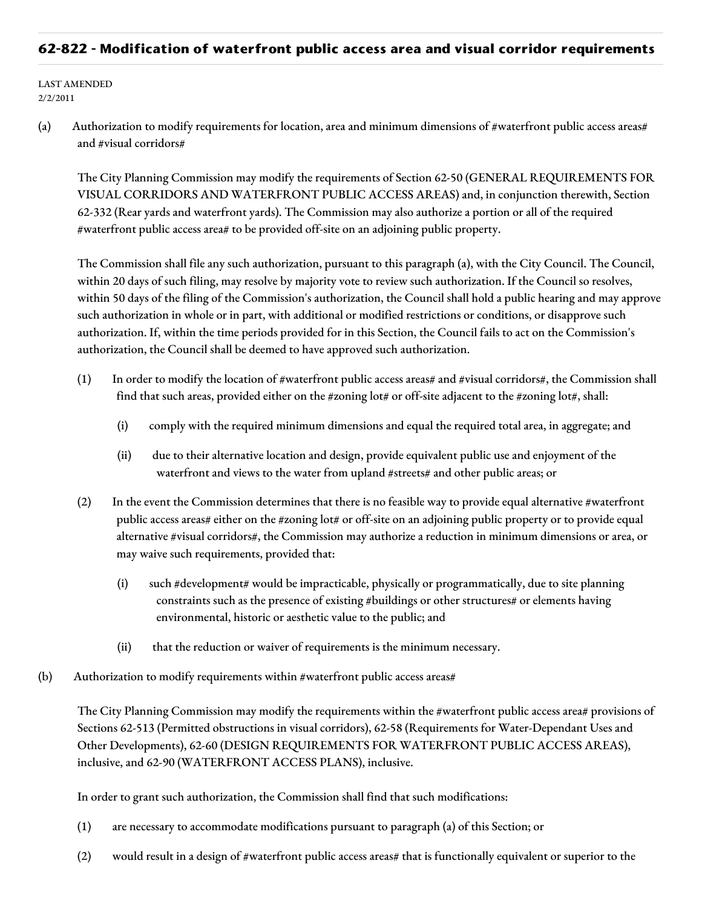## 62-822 - Modification of waterfront public access area and visual corridor requirements

LAST AMENDED
2/2/2011

(a) Authorization to modify requirements for location, area and minimum dimensions of #waterfront public access areas# and #visual corridors#

The City Planning Commission may modify the requirements of Section 62-50 (GENERAL REQUIREMENTS FOR VISUAL CORRIDORS AND WATERFRONT PUBLIC ACCESS AREAS) and, in conjunction therewith, Section 62-332 (Rear yards and waterfront yards). The Commission may also authorize a portion or all of the required #waterfront public access area# to be provided off-site on an adjoining public property.

The Commission shall file any such authorization, pursuant to this paragraph (a), with the City Council. The Council, within 20 days of such filing, may resolve by majority vote to review such authorization. If the Council so resolves, within 50 days of the filing of the Commission's authorization, the Council shall hold a public hearing and may approve such authorization in whole or in part, with additional or modified restrictions or conditions, or disapprove such authorization. If, within the time periods provided for in this Section, the Council fails to act on the Commission's authorization, the Council shall be deemed to have approved such authorization.

(1) In order to modify the location of #waterfront public access areas# and #visual corridors#, the Commission shall find that such areas, provided either on the #zoning lot# or off-site adjacent to the #zoning lot#, shall:

(i) comply with the required minimum dimensions and equal the required total area, in aggregate; and

(ii) due to their alternative location and design, provide equivalent public use and enjoyment of the waterfront and views to the water from upland #streets# and other public areas; or

(2) In the event the Commission determines that there is no feasible way to provide equal alternative #waterfront public access areas# either on the #zoning lot# or off-site on an adjoining public property or to provide equal alternative #visual corridors#, the Commission may authorize a reduction in minimum dimensions or area, or may waive such requirements, provided that:

(i) such #development# would be impracticable, physically or programmatically, due to site planning constraints such as the presence of existing #buildings or other structures# or elements having environmental, historic or aesthetic value to the public; and

(ii) that the reduction or waiver of requirements is the minimum necessary.

(b) Authorization to modify requirements within #waterfront public access areas#

The City Planning Commission may modify the requirements within the #waterfront public access area# provisions of Sections 62-513 (Permitted obstructions in visual corridors), 62-58 (Requirements for Water-Dependant Uses and Other Developments), 62-60 (DESIGN REQUIREMENTS FOR WATERFRONT PUBLIC ACCESS AREAS), inclusive, and 62-90 (WATERFRONT ACCESS PLANS), inclusive.

In order to grant such authorization, the Commission shall find that such modifications:

(1) are necessary to accommodate modifications pursuant to paragraph (a) of this Section; or

(2) would result in a design of #waterfront public access areas# that is functionally equivalent or superior to the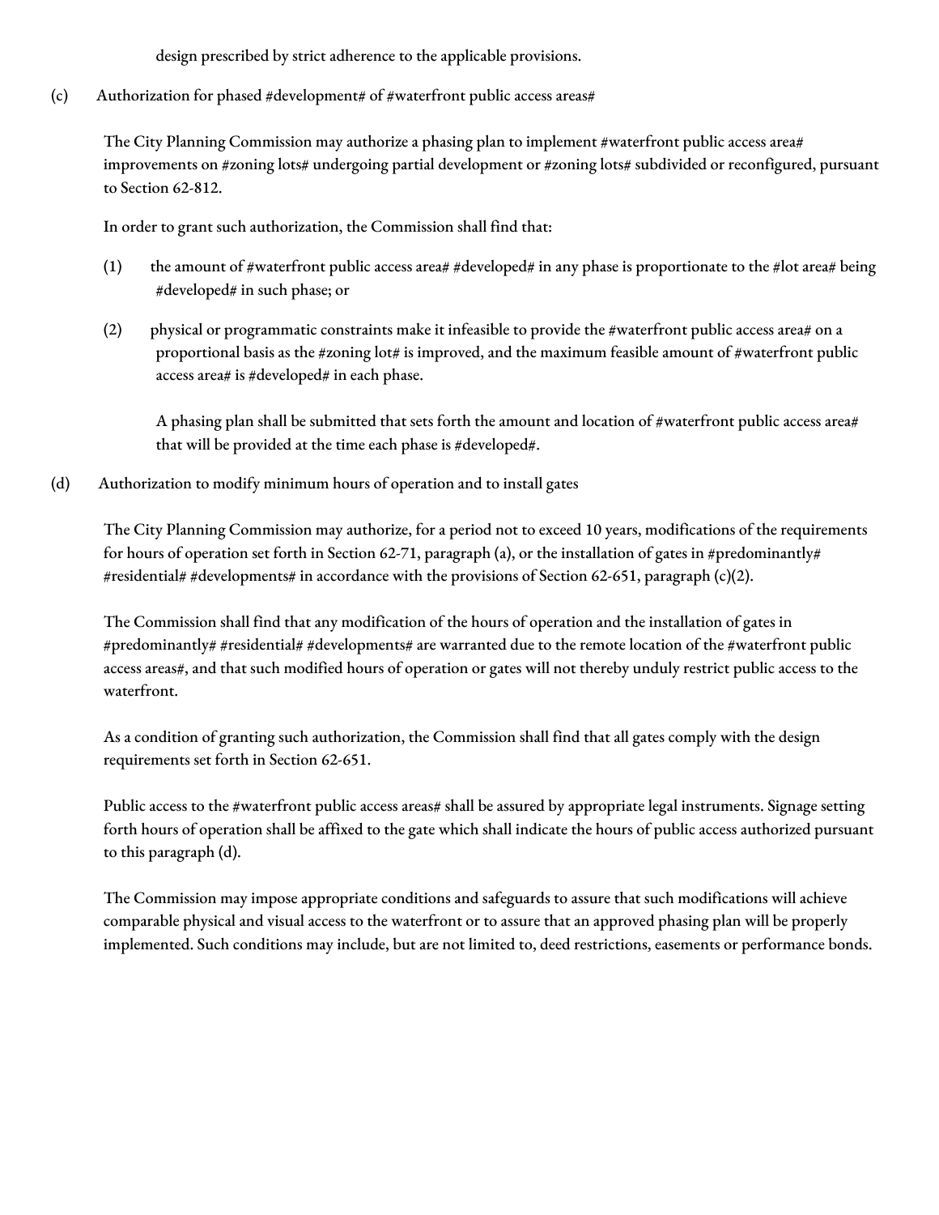design prescribed by strict adherence to the applicable provisions.

(c) Authorization for phased #development# of #waterfront public access areas#

The City Planning Commission may authorize a phasing plan to implement #waterfront public access area# improvements on #zoning lots# undergoing partial development or #zoning lots# subdivided or reconfigured, pursuant to Section 62-812.

In order to grant such authorization, the Commission shall find that:

(1) the amount of #waterfront public access area# #developed# in any phase is proportionate to the #lot area# being #developed# in such phase; or

(2) physical or programmatic constraints make it infeasible to provide the #waterfront public access area# on a proportional basis as the #zoning lot# is improved, and the maximum feasible amount of #waterfront public access area# is #developed# in each phase.

A phasing plan shall be submitted that sets forth the amount and location of #waterfront public access area# that will be provided at the time each phase is #developed#.

(d) Authorization to modify minimum hours of operation and to install gates

The City Planning Commission may authorize, for a period not to exceed 10 years, modifications of the requirements for hours of operation set forth in Section 62-71, paragraph (a), or the installation of gates in #predominantly# #residential# #developments# in accordance with the provisions of Section 62-651, paragraph (c)(2).

The Commission shall find that any modification of the hours of operation and the installation of gates in #predominantly# #residential# #developments# are warranted due to the remote location of the #waterfront public access areas#, and that such modified hours of operation or gates will not thereby unduly restrict public access to the waterfront.

As a condition of granting such authorization, the Commission shall find that all gates comply with the design requirements set forth in Section 62-651.

Public access to the #waterfront public access areas# shall be assured by appropriate legal instruments. Signage setting forth hours of operation shall be affixed to the gate which shall indicate the hours of public access authorized pursuant to this paragraph (d).

The Commission may impose appropriate conditions and safeguards to assure that such modifications will achieve comparable physical and visual access to the waterfront or to assure that an approved phasing plan will be properly implemented. Such conditions may include, but are not limited to, deed restrictions, easements or performance bonds.